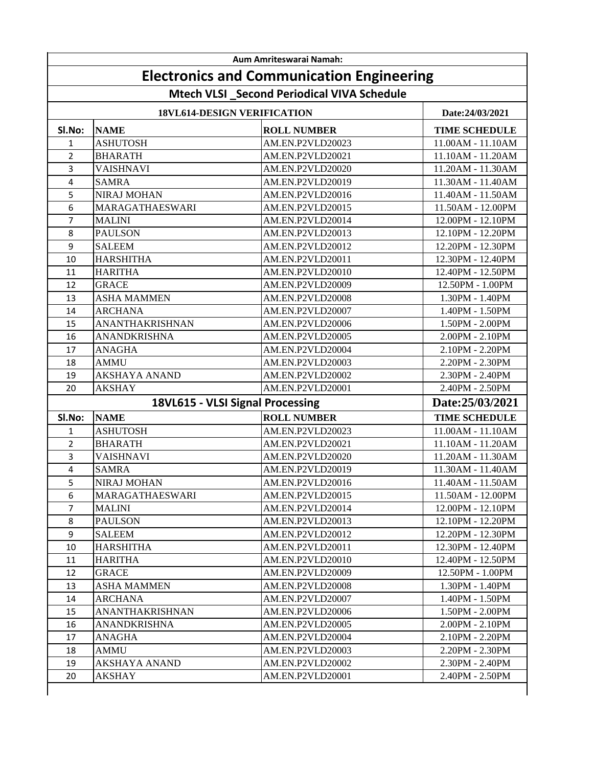Aum Amriteswarai Namah:

# Electronics and Communication Engineering

## Mtech VLSI _Second Periodical VIVA Schedule

| 18VL614-DESIGN VERIFICATION | | | Date:24/03/2021 |
|---|---|---|---|
| **Sl.No:** | **NAME** | **ROLL NUMBER** | **TIME SCHEDULE** |
| 1 | ASHUTOSH | AM.EN.P2VLD20023 | 11.00AM - 11.10AM |
| 2 | BHARATH | AM.EN.P2VLD20021 | 11.10AM - 11.20AM |
| 3 | VAISHNAVI | AM.EN.P2VLD20020 | 11.20AM - 11.30AM |
| 4 | SAMRA | AM.EN.P2VLD20019 | 11.30AM - 11.40AM |
| 5 | NIRAJ MOHAN | AM.EN.P2VLD20016 | 11.40AM - 11.50AM |
| 6 | MARAGATHAESWARI | AM.EN.P2VLD20015 | 11.50AM - 12.00PM |
| 7 | MALINI | AM.EN.P2VLD20014 | 12.00PM - 12.10PM |
| 8 | PAULSON | AM.EN.P2VLD20013 | 12.10PM - 12.20PM |
| 9 | SALEEM | AM.EN.P2VLD20012 | 12.20PM - 12.30PM |
| 10 | HARSHITHA | AM.EN.P2VLD20011 | 12.30PM - 12.40PM |
| 11 | HARITHA | AM.EN.P2VLD20010 | 12.40PM - 12.50PM |
| 12 | GRACE | AM.EN.P2VLD20009 | 12.50PM - 1.00PM |
| 13 | ASHA MAMMEN | AM.EN.P2VLD20008 | 1.30PM - 1.40PM |
| 14 | ARCHANA | AM.EN.P2VLD20007 | 1.40PM - 1.50PM |
| 15 | ANANTHAKRISHNAN | AM.EN.P2VLD20006 | 1.50PM - 2.00PM |
| 16 | ANANDKRISHNA | AM.EN.P2VLD20005 | 2.00PM - 2.10PM |
| 17 | ANAGHA | AM.EN.P2VLD20004 | 2.10PM - 2.20PM |
| 18 | AMMU | AM.EN.P2VLD20003 | 2.20PM - 2.30PM |
| 19 | AKSHAYA ANAND | AM.EN.P2VLD20002 | 2.30PM - 2.40PM |
| 20 | AKSHAY | AM.EN.P2VLD20001 | 2.40PM - 2.50PM |

| 18VL615 - VLSI Signal Processing | | | Date:25/03/2021 |
|---|---|---|---|
| **Sl.No:** | **NAME** | **ROLL NUMBER** | **TIME SCHEDULE** |
| 1 | ASHUTOSH | AM.EN.P2VLD20023 | 11.00AM - 11.10AM |
| 2 | BHARATH | AM.EN.P2VLD20021 | 11.10AM - 11.20AM |
| 3 | VAISHNAVI | AM.EN.P2VLD20020 | 11.20AM - 11.30AM |
| 4 | SAMRA | AM.EN.P2VLD20019 | 11.30AM - 11.40AM |
| 5 | NIRAJ MOHAN | AM.EN.P2VLD20016 | 11.40AM - 11.50AM |
| 6 | MARAGATHAESWARI | AM.EN.P2VLD20015 | 11.50AM - 12.00PM |
| 7 | MALINI | AM.EN.P2VLD20014 | 12.00PM - 12.10PM |
| 8 | PAULSON | AM.EN.P2VLD20013 | 12.10PM - 12.20PM |
| 9 | SALEEM | AM.EN.P2VLD20012 | 12.20PM - 12.30PM |
| 10 | HARSHITHA | AM.EN.P2VLD20011 | 12.30PM - 12.40PM |
| 11 | HARITHA | AM.EN.P2VLD20010 | 12.40PM - 12.50PM |
| 12 | GRACE | AM.EN.P2VLD20009 | 12.50PM - 1.00PM |
| 13 | ASHA MAMMEN | AM.EN.P2VLD20008 | 1.30PM - 1.40PM |
| 14 | ARCHANA | AM.EN.P2VLD20007 | 1.40PM - 1.50PM |
| 15 | ANANTHAKRISHNAN | AM.EN.P2VLD20006 | 1.50PM - 2.00PM |
| 16 | ANANDKRISHNA | AM.EN.P2VLD20005 | 2.00PM - 2.10PM |
| 17 | ANAGHA | AM.EN.P2VLD20004 | 2.10PM - 2.20PM |
| 18 | AMMU | AM.EN.P2VLD20003 | 2.20PM - 2.30PM |
| 19 | AKSHAYA ANAND | AM.EN.P2VLD20002 | 2.30PM - 2.40PM |
| 20 | AKSHAY | AM.EN.P2VLD20001 | 2.40PM - 2.50PM |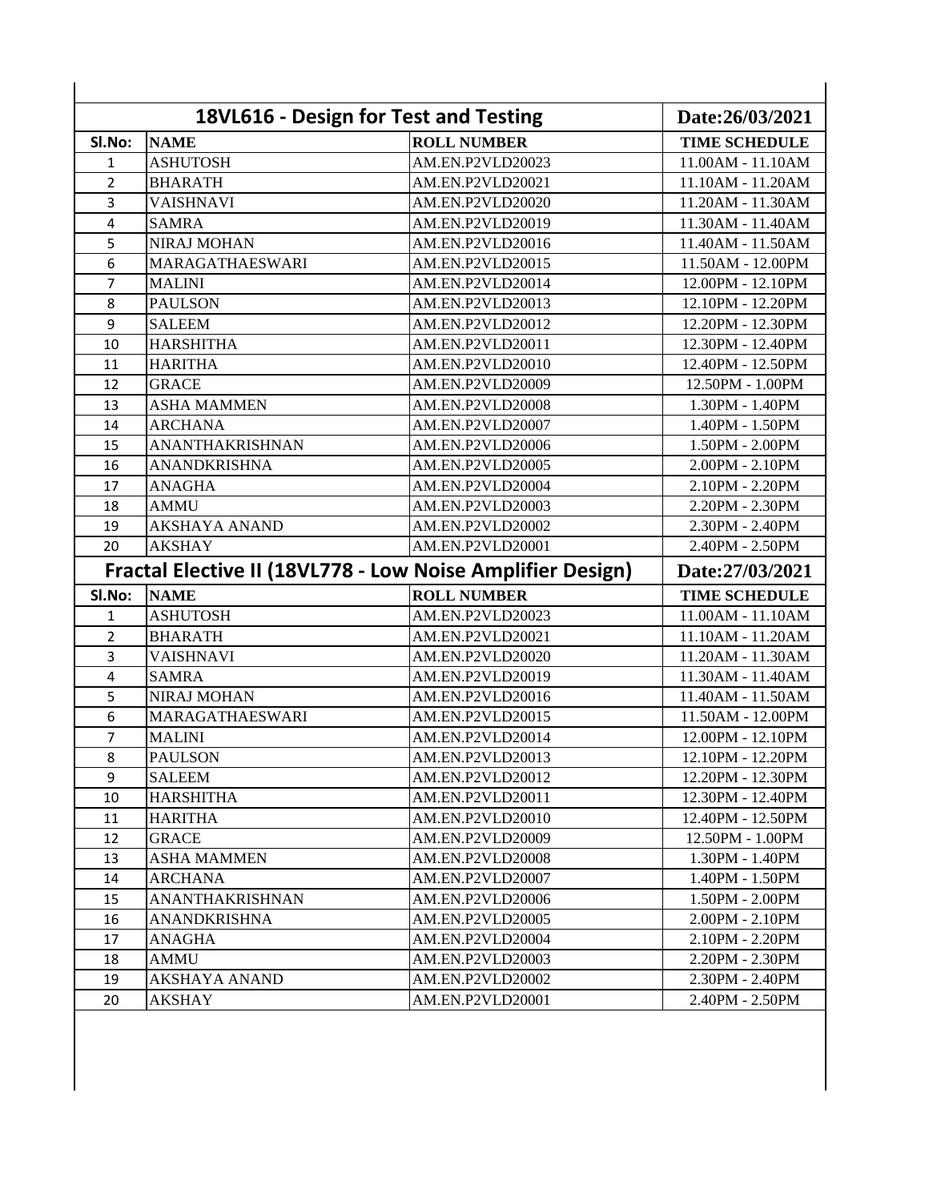| 18VL616 - Design for Test and Testing | | | Date:26/03/2021 |
|---|---|---|---|
| **Sl.No:** | **NAME** | **ROLL NUMBER** | **TIME SCHEDULE** |
| 1 | ASHUTOSH | AM.EN.P2VLD20023 | 11.00AM - 11.10AM |
| 2 | BHARATH | AM.EN.P2VLD20021 | 11.10AM - 11.20AM |
| 3 | VAISHNAVI | AM.EN.P2VLD20020 | 11.20AM - 11.30AM |
| 4 | SAMRA | AM.EN.P2VLD20019 | 11.30AM - 11.40AM |
| 5 | NIRAJ MOHAN | AM.EN.P2VLD20016 | 11.40AM - 11.50AM |
| 6 | MARAGATHAESWARI | AM.EN.P2VLD20015 | 11.50AM - 12.00PM |
| 7 | MALINI | AM.EN.P2VLD20014 | 12.00PM - 12.10PM |
| 8 | PAULSON | AM.EN.P2VLD20013 | 12.10PM - 12.20PM |
| 9 | SALEEM | AM.EN.P2VLD20012 | 12.20PM - 12.30PM |
| 10 | HARSHITHA | AM.EN.P2VLD20011 | 12.30PM - 12.40PM |
| 11 | HARITHA | AM.EN.P2VLD20010 | 12.40PM - 12.50PM |
| 12 | GRACE | AM.EN.P2VLD20009 | 12.50PM - 1.00PM |
| 13 | ASHA MAMMEN | AM.EN.P2VLD20008 | 1.30PM - 1.40PM |
| 14 | ARCHANA | AM.EN.P2VLD20007 | 1.40PM - 1.50PM |
| 15 | ANANTHAKRISHNAN | AM.EN.P2VLD20006 | 1.50PM - 2.00PM |
| 16 | ANANDKRISHNA | AM.EN.P2VLD20005 | 2.00PM - 2.10PM |
| 17 | ANAGHA | AM.EN.P2VLD20004 | 2.10PM - 2.20PM |
| 18 | AMMU | AM.EN.P2VLD20003 | 2.20PM - 2.30PM |
| 19 | AKSHAYA ANAND | AM.EN.P2VLD20002 | 2.30PM - 2.40PM |
| 20 | AKSHAY | AM.EN.P2VLD20001 | 2.40PM - 2.50PM |

| Fractal Elective II (18VL778 - Low Noise Amplifier Design) | | | Date:27/03/2021 |
|---|---|---|---|
| **Sl.No:** | **NAME** | **ROLL NUMBER** | **TIME SCHEDULE** |
| 1 | ASHUTOSH | AM.EN.P2VLD20023 | 11.00AM - 11.10AM |
| 2 | BHARATH | AM.EN.P2VLD20021 | 11.10AM - 11.20AM |
| 3 | VAISHNAVI | AM.EN.P2VLD20020 | 11.20AM - 11.30AM |
| 4 | SAMRA | AM.EN.P2VLD20019 | 11.30AM - 11.40AM |
| 5 | NIRAJ MOHAN | AM.EN.P2VLD20016 | 11.40AM - 11.50AM |
| 6 | MARAGATHAESWARI | AM.EN.P2VLD20015 | 11.50AM - 12.00PM |
| 7 | MALINI | AM.EN.P2VLD20014 | 12.00PM - 12.10PM |
| 8 | PAULSON | AM.EN.P2VLD20013 | 12.10PM - 12.20PM |
| 9 | SALEEM | AM.EN.P2VLD20012 | 12.20PM - 12.30PM |
| 10 | HARSHITHA | AM.EN.P2VLD20011 | 12.30PM - 12.40PM |
| 11 | HARITHA | AM.EN.P2VLD20010 | 12.40PM - 12.50PM |
| 12 | GRACE | AM.EN.P2VLD20009 | 12.50PM - 1.00PM |
| 13 | ASHA MAMMEN | AM.EN.P2VLD20008 | 1.30PM - 1.40PM |
| 14 | ARCHANA | AM.EN.P2VLD20007 | 1.40PM - 1.50PM |
| 15 | ANANTHAKRISHNAN | AM.EN.P2VLD20006 | 1.50PM - 2.00PM |
| 16 | ANANDKRISHNA | AM.EN.P2VLD20005 | 2.00PM - 2.10PM |
| 17 | ANAGHA | AM.EN.P2VLD20004 | 2.10PM - 2.20PM |
| 18 | AMMU | AM.EN.P2VLD20003 | 2.20PM - 2.30PM |
| 19 | AKSHAYA ANAND | AM.EN.P2VLD20002 | 2.30PM - 2.40PM |
| 20 | AKSHAY | AM.EN.P2VLD20001 | 2.40PM - 2.50PM |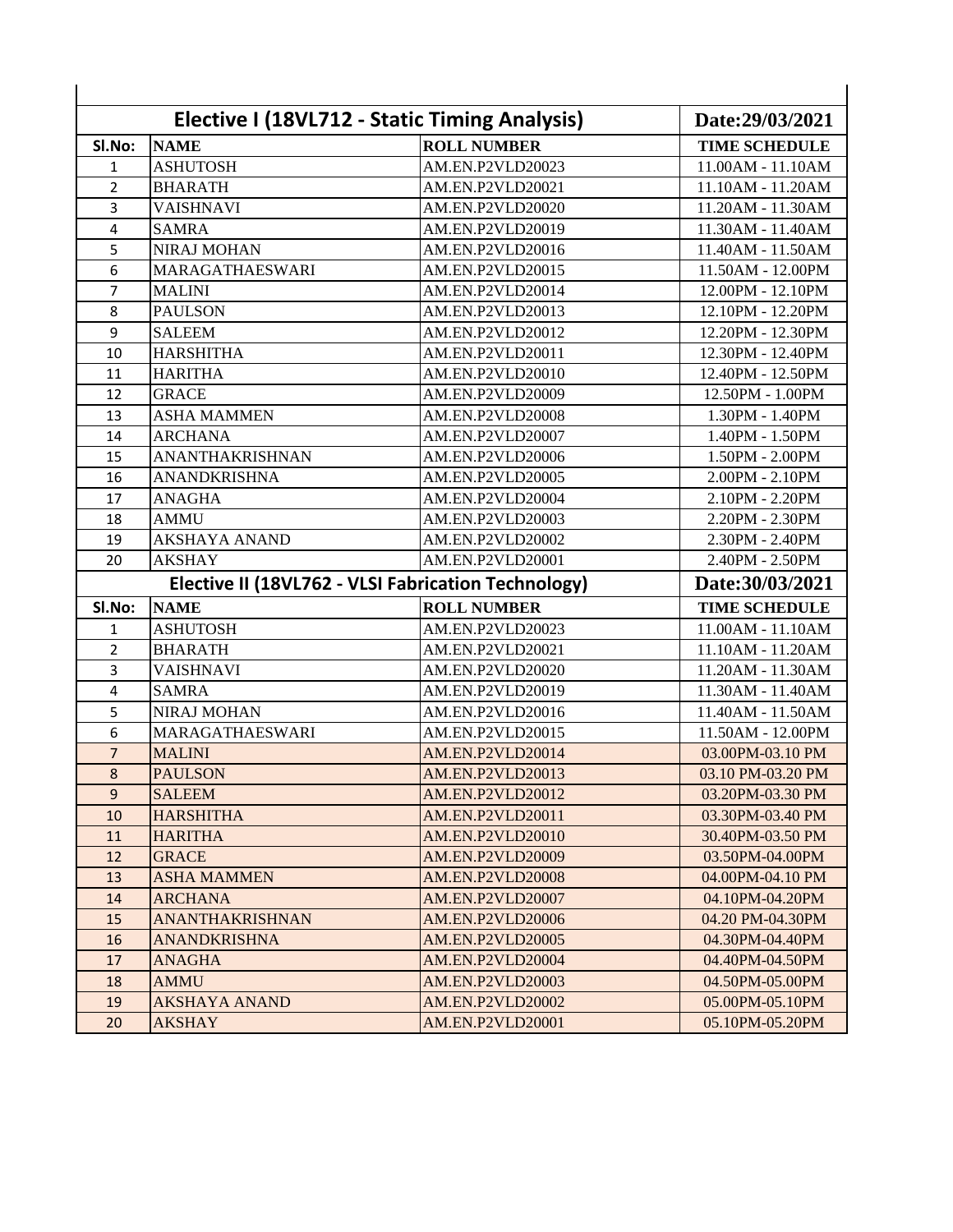| Elective I (18VL712 - Static Timing Analysis) | | | Date:29/03/2021 |
|---|---|---|---|
| Sl.No: | NAME | ROLL NUMBER | TIME SCHEDULE |
| 1 | ASHUTOSH | AM.EN.P2VLD20023 | 11.00AM - 11.10AM |
| 2 | BHARATH | AM.EN.P2VLD20021 | 11.10AM - 11.20AM |
| 3 | VAISHNAVI | AM.EN.P2VLD20020 | 11.20AM - 11.30AM |
| 4 | SAMRA | AM.EN.P2VLD20019 | 11.30AM - 11.40AM |
| 5 | NIRAJ MOHAN | AM.EN.P2VLD20016 | 11.40AM - 11.50AM |
| 6 | MARAGATHAESWARI | AM.EN.P2VLD20015 | 11.50AM - 12.00PM |
| 7 | MALINI | AM.EN.P2VLD20014 | 12.00PM - 12.10PM |
| 8 | PAULSON | AM.EN.P2VLD20013 | 12.10PM - 12.20PM |
| 9 | SALEEM | AM.EN.P2VLD20012 | 12.20PM - 12.30PM |
| 10 | HARSHITHA | AM.EN.P2VLD20011 | 12.30PM - 12.40PM |
| 11 | HARITHA | AM.EN.P2VLD20010 | 12.40PM - 12.50PM |
| 12 | GRACE | AM.EN.P2VLD20009 | 12.50PM - 1.00PM |
| 13 | ASHA MAMMEN | AM.EN.P2VLD20008 | 1.30PM - 1.40PM |
| 14 | ARCHANA | AM.EN.P2VLD20007 | 1.40PM - 1.50PM |
| 15 | ANANTHAKRISHNAN | AM.EN.P2VLD20006 | 1.50PM - 2.00PM |
| 16 | ANANDKRISHNA | AM.EN.P2VLD20005 | 2.00PM - 2.10PM |
| 17 | ANAGHA | AM.EN.P2VLD20004 | 2.10PM - 2.20PM |
| 18 | AMMU | AM.EN.P2VLD20003 | 2.20PM - 2.30PM |
| 19 | AKSHAYA ANAND | AM.EN.P2VLD20002 | 2.30PM - 2.40PM |
| 20 | AKSHAY | AM.EN.P2VLD20001 | 2.40PM - 2.50PM |
| Elective II (18VL762 - VLSI Fabrication Technology) | | | Date:30/03/2021 |
| Sl.No: | NAME | ROLL NUMBER | TIME SCHEDULE |
| 1 | ASHUTOSH | AM.EN.P2VLD20023 | 11.00AM - 11.10AM |
| 2 | BHARATH | AM.EN.P2VLD20021 | 11.10AM - 11.20AM |
| 3 | VAISHNAVI | AM.EN.P2VLD20020 | 11.20AM - 11.30AM |
| 4 | SAMRA | AM.EN.P2VLD20019 | 11.30AM - 11.40AM |
| 5 | NIRAJ MOHAN | AM.EN.P2VLD20016 | 11.40AM - 11.50AM |
| 6 | MARAGATHAESWARI | AM.EN.P2VLD20015 | 11.50AM - 12.00PM |
| 7 | MALINI | AM.EN.P2VLD20014 | 03.00PM-03.10 PM |
| 8 | PAULSON | AM.EN.P2VLD20013 | 03.10 PM-03.20 PM |
| 9 | SALEEM | AM.EN.P2VLD20012 | 03.20PM-03.30 PM |
| 10 | HARSHITHA | AM.EN.P2VLD20011 | 03.30PM-03.40 PM |
| 11 | HARITHA | AM.EN.P2VLD20010 | 30.40PM-03.50 PM |
| 12 | GRACE | AM.EN.P2VLD20009 | 03.50PM-04.00PM |
| 13 | ASHA MAMMEN | AM.EN.P2VLD20008 | 04.00PM-04.10 PM |
| 14 | ARCHANA | AM.EN.P2VLD20007 | 04.10PM-04.20PM |
| 15 | ANANTHAKRISHNAN | AM.EN.P2VLD20006 | 04.20 PM-04.30PM |
| 16 | ANANDKRISHNA | AM.EN.P2VLD20005 | 04.30PM-04.40PM |
| 17 | ANAGHA | AM.EN.P2VLD20004 | 04.40PM-04.50PM |
| 18 | AMMU | AM.EN.P2VLD20003 | 04.50PM-05.00PM |
| 19 | AKSHAYA ANAND | AM.EN.P2VLD20002 | 05.00PM-05.10PM |
| 20 | AKSHAY | AM.EN.P2VLD20001 | 05.10PM-05.20PM |